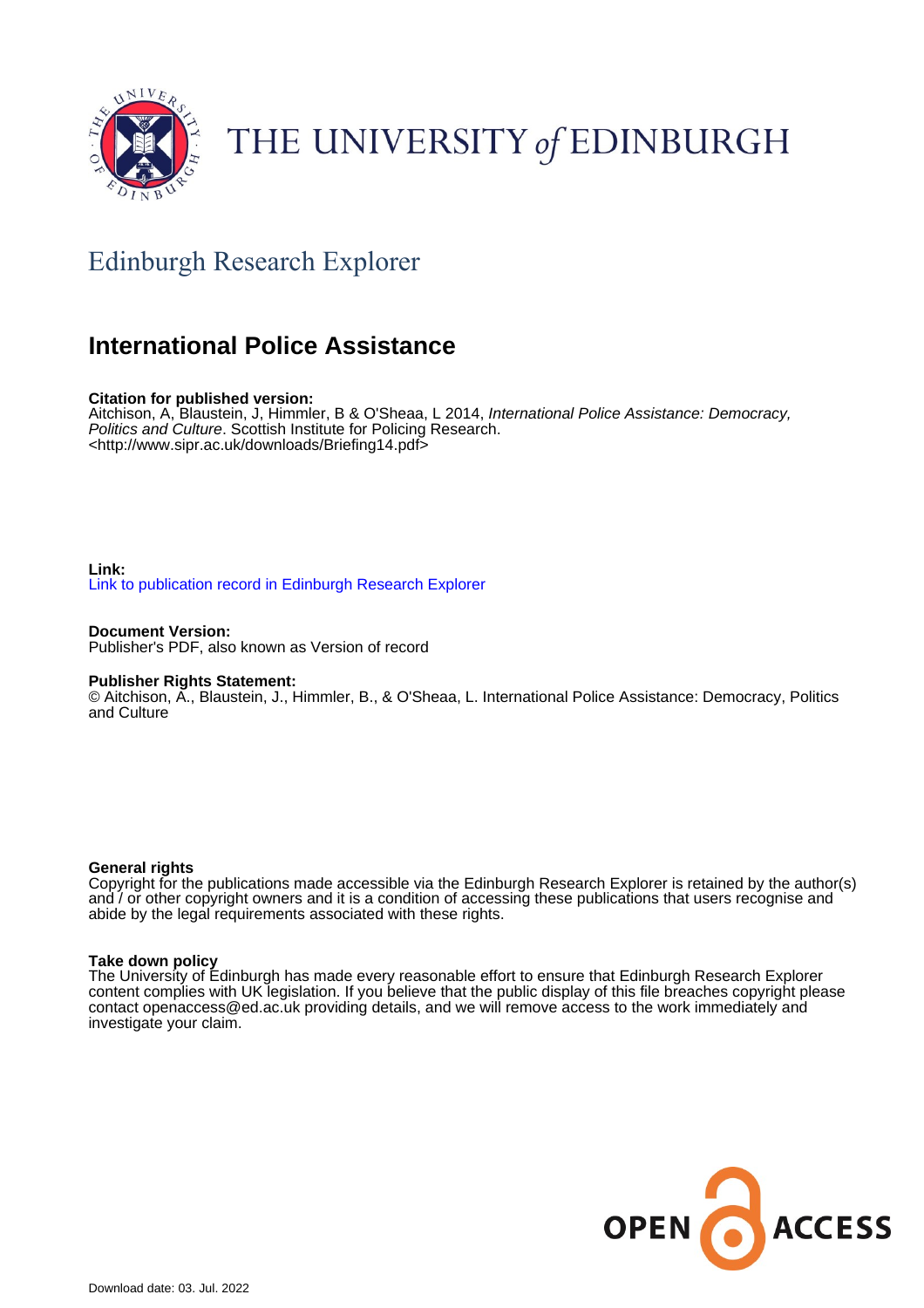THE UNIVERSITY of EDINBURGH

## Edinburgh Research Explorer

# International Police Assistance

**Citation for published version:**
Aitchison, A, Blaustein, J, Himmler, B & O'Sheaa, L 2014, *International Police Assistance: Democracy, Politics and Culture*. Scottish Institute for Policing Research.
<http://www.sipr.ac.uk/downloads/Briefing14.pdf>

**Link:**
Link to publication record in Edinburgh Research Explorer

**Document Version:**
Publisher's PDF, also known as Version of record

**Publisher Rights Statement:**
© Aitchison, A., Blaustein, J., Himmler, B., & O'Sheaa, L. International Police Assistance: Democracy, Politics and Culture

**General rights**
Copyright for the publications made accessible via the Edinburgh Research Explorer is retained by the author(s) and / or other copyright owners and it is a condition of accessing these publications that users recognise and abide by the legal requirements associated with these rights.

**Take down policy**
The University of Edinburgh has made every reasonable effort to ensure that Edinburgh Research Explorer content complies with UK legislation. If you believe that the public display of this file breaches copyright please contact openaccess@ed.ac.uk providing details, and we will remove access to the work immediately and investigate your claim.

OPEN ACCESS

Download date: 03. Jul. 2022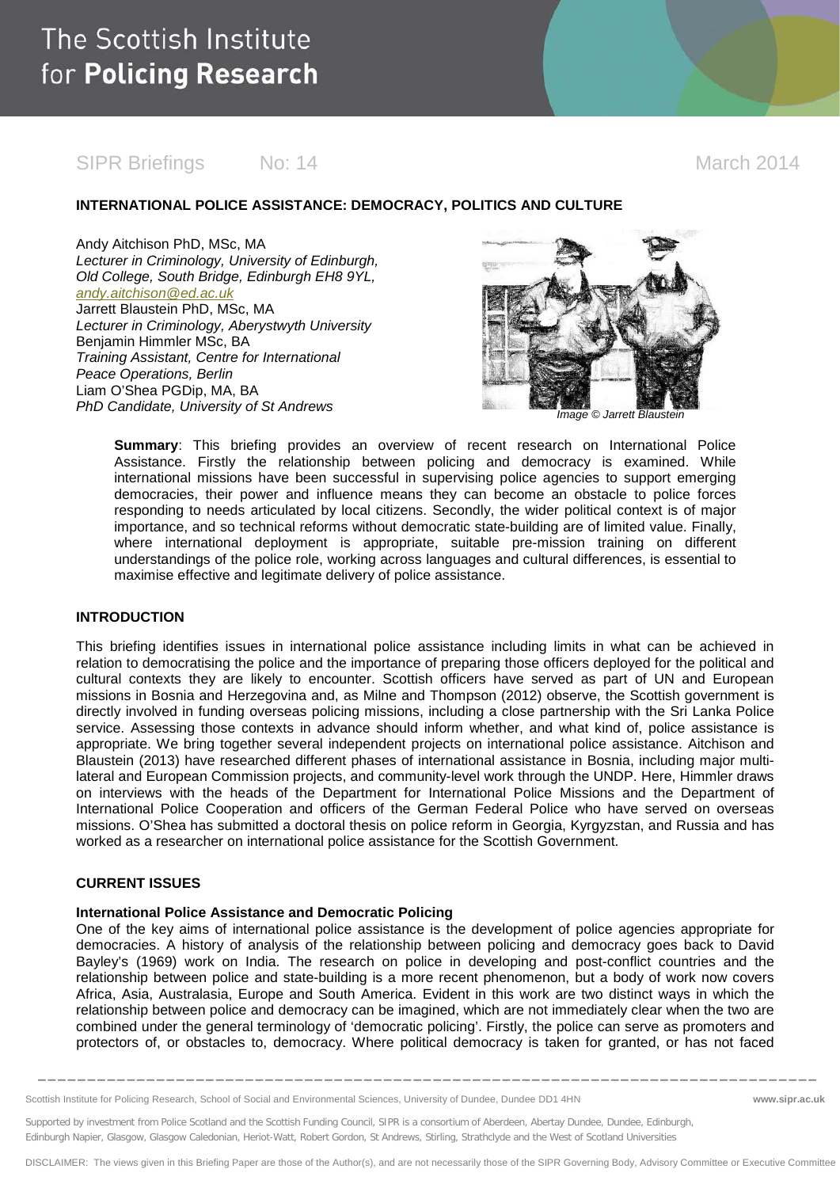# The Scottish Institute for Policing Research

SIPR Briefings No: 14 March 2014

## INTERNATIONAL POLICE ASSISTANCE: DEMOCRACY, POLITICS AND CULTURE

Andy Aitchison PhD, MSc, MA
*Lecturer in Criminology, University of Edinburgh, Old College, South Bridge, Edinburgh EH8 9YL,* *andy.aitchison@ed.ac.uk*
Jarrett Blaustein PhD, MSc, MA
*Lecturer in Criminology, Aberystwyth University*
Benjamin Himmler MSc, BA
*Training Assistant, Centre for International Peace Operations, Berlin*
Liam O'Shea PGDip, MA, BA
*PhD Candidate, University of St Andrews*

*Image © Jarrett Blaustein*

**Summary**: This briefing provides an overview of recent research on International Police Assistance. Firstly the relationship between policing and democracy is examined. While international missions have been successful in supervising police agencies to support emerging democracies, their power and influence means they can become an obstacle to police forces responding to needs articulated by local citizens. Secondly, the wider political context is of major importance, and so technical reforms without democratic state-building are of limited value. Finally, where international deployment is appropriate, suitable pre-mission training on different understandings of the police role, working across languages and cultural differences, is essential to maximise effective and legitimate delivery of police assistance.

### INTRODUCTION

This briefing identifies issues in international police assistance including limits in what can be achieved in relation to democratising the police and the importance of preparing those officers deployed for the political and cultural contexts they are likely to encounter. Scottish officers have served as part of UN and European missions in Bosnia and Herzegovina and, as Milne and Thompson (2012) observe, the Scottish government is directly involved in funding overseas policing missions, including a close partnership with the Sri Lanka Police service. Assessing those contexts in advance should inform whether, and what kind of, police assistance is appropriate. We bring together several independent projects on international police assistance. Aitchison and Blaustein (2013) have researched different phases of international assistance in Bosnia, including major multi-lateral and European Commission projects, and community-level work through the UNDP. Here, Himmler draws on interviews with the heads of the Department for International Police Missions and the Department of International Police Cooperation and officers of the German Federal Police who have served on overseas missions. O'Shea has submitted a doctoral thesis on police reform in Georgia, Kyrgyzstan, and Russia and has worked as a researcher on international police assistance for the Scottish Government.

### CURRENT ISSUES

#### International Police Assistance and Democratic Policing

One of the key aims of international police assistance is the development of police agencies appropriate for democracies. A history of analysis of the relationship between policing and democracy goes back to David Bayley's (1969) work on India. The research on police in developing and post-conflict countries and the relationship between police and state-building is a more recent phenomenon, but a body of work now covers Africa, Asia, Australasia, Europe and South America. Evident in this work are two distinct ways in which the relationship between police and democracy can be imagined, which are not immediately clear when the two are combined under the general terminology of 'democratic policing'. Firstly, the police can serve as promoters and protectors of, or obstacles to, democracy. Where political democracy is taken for granted, or has not faced

Scottish Institute for Policing Research, School of Social and Environmental Sciences, University of Dundee, Dundee DD1 4HN www.sipr.ac.uk

Supported by investment from Police Scotland and the Scottish Funding Council, SIPR is a consortium of Aberdeen, Abertay Dundee, Dundee, Edinburgh, Edinburgh Napier, Glasgow, Glasgow Caledonian, Heriot-Watt, Robert Gordon, St Andrews, Stirling, Strathclyde and the West of Scotland Universities

DISCLAIMER: The views given in this Briefing Paper are those of the Author(s), and are not necessarily those of the SIPR Governing Body, Advisory Committee or Executive Committee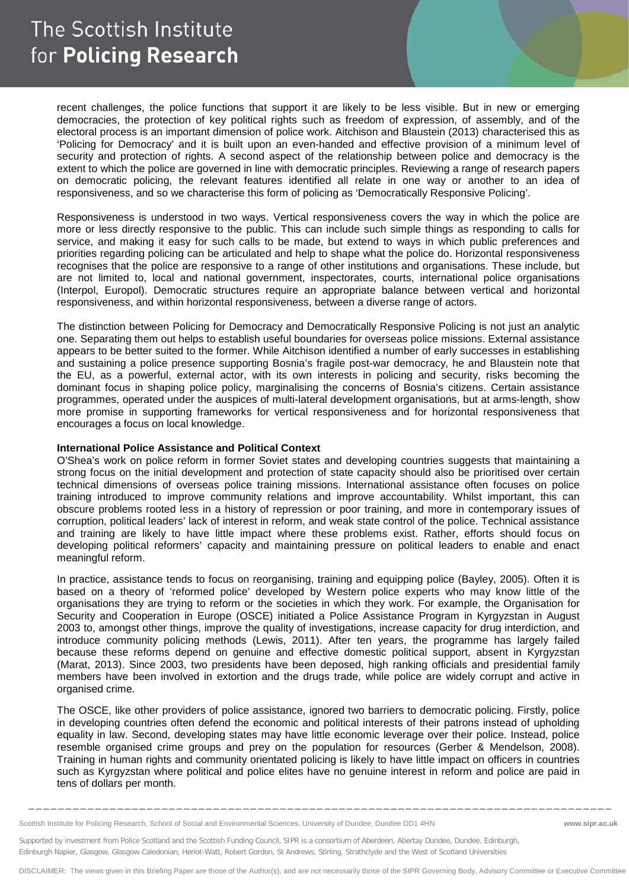recent challenges, the police functions that support it are likely to be less visible. But in new or emerging democracies, the protection of key political rights such as freedom of expression, of assembly, and of the electoral process is an important dimension of police work. Aitchison and Blaustein (2013) characterised this as 'Policing for Democracy' and it is built upon an even-handed and effective provision of a minimum level of security and protection of rights. A second aspect of the relationship between police and democracy is the extent to which the police are governed in line with democratic principles. Reviewing a range of research papers on democratic policing, the relevant features identified all relate in one way or another to an idea of responsiveness, and so we characterise this form of policing as 'Democratically Responsive Policing'.

Responsiveness is understood in two ways. Vertical responsiveness covers the way in which the police are more or less directly responsive to the public. This can include such simple things as responding to calls for service, and making it easy for such calls to be made, but extend to ways in which public preferences and priorities regarding policing can be articulated and help to shape what the police do. Horizontal responsiveness recognises that the police are responsive to a range of other institutions and organisations. These include, but are not limited to, local and national government, inspectorates, courts, international police organisations (Interpol, Europol). Democratic structures require an appropriate balance between vertical and horizontal responsiveness, and within horizontal responsiveness, between a diverse range of actors.

The distinction between Policing for Democracy and Democratically Responsive Policing is not just an analytic one. Separating them out helps to establish useful boundaries for overseas police missions. External assistance appears to be better suited to the former. While Aitchison identified a number of early successes in establishing and sustaining a police presence supporting Bosnia's fragile post-war democracy, he and Blaustein note that the EU, as a powerful, external actor, with its own interests in policing and security, risks becoming the dominant focus in shaping police policy, marginalising the concerns of Bosnia's citizens. Certain assistance programmes, operated under the auspices of multi-lateral development organisations, but at arms-length, show more promise in supporting frameworks for vertical responsiveness and for horizontal responsiveness that encourages a focus on local knowledge.

**International Police Assistance and Political Context**

O'Shea's work on police reform in former Soviet states and developing countries suggests that maintaining a strong focus on the initial development and protection of state capacity should also be prioritised over certain technical dimensions of overseas police training missions. International assistance often focuses on police training introduced to improve community relations and improve accountability. Whilst important, this can obscure problems rooted less in a history of repression or poor training, and more in contemporary issues of corruption, political leaders' lack of interest in reform, and weak state control of the police. Technical assistance and training are likely to have little impact where these problems exist. Rather, efforts should focus on developing political reformers' capacity and maintaining pressure on political leaders to enable and enact meaningful reform.

In practice, assistance tends to focus on reorganising, training and equipping police (Bayley, 2005). Often it is based on a theory of 'reformed police' developed by Western police experts who may know little of the organisations they are trying to reform or the societies in which they work. For example, the Organisation for Security and Cooperation in Europe (OSCE) initiated a Police Assistance Program in Kyrgyzstan in August 2003 to, amongst other things, improve the quality of investigations, increase capacity for drug interdiction, and introduce community policing methods (Lewis, 2011). After ten years, the programme has largely failed because these reforms depend on genuine and effective domestic political support, absent in Kyrgyzstan (Marat, 2013). Since 2003, two presidents have been deposed, high ranking officials and presidential family members have been involved in extortion and the drugs trade, while police are widely corrupt and active in organised crime.

The OSCE, like other providers of police assistance, ignored two barriers to democratic policing. Firstly, police in developing countries often defend the economic and political interests of their patrons instead of upholding equality in law. Second, developing states may have little economic leverage over their police. Instead, police resemble organised crime groups and prey on the population for resources (Gerber & Mendelson, 2008). Training in human rights and community orientated policing is likely to have little impact on officers in countries such as Kyrgyzstan where political and police elites have no genuine interest in reform and police are paid in tens of dollars per month.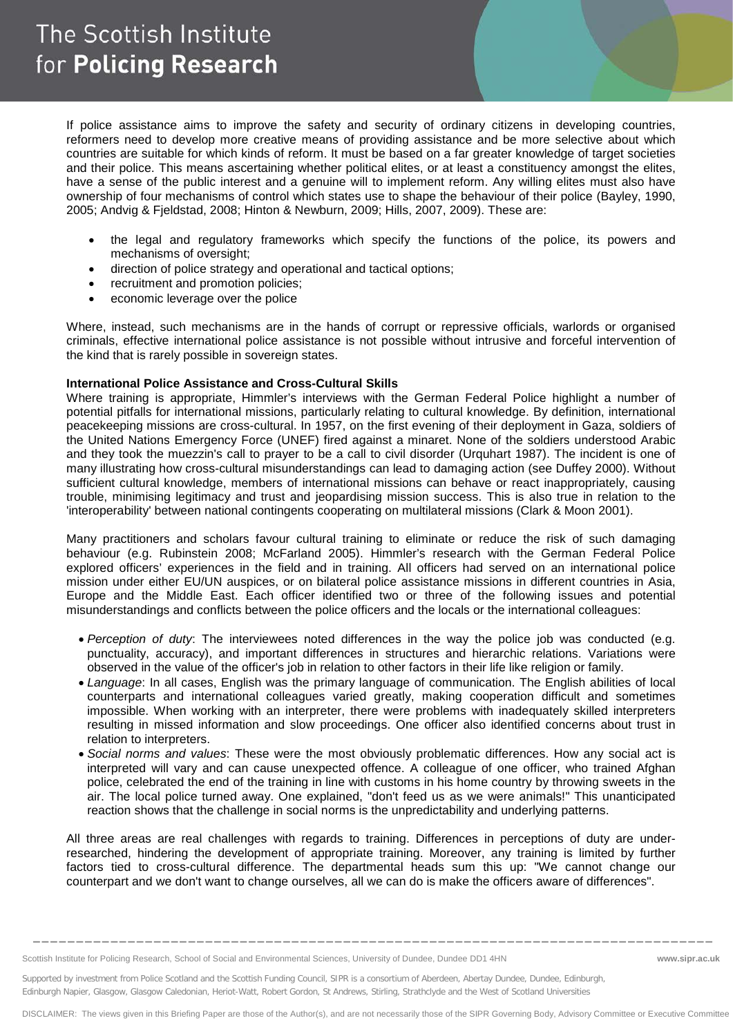If police assistance aims to improve the safety and security of ordinary citizens in developing countries, reformers need to develop more creative means of providing assistance and be more selective about which countries are suitable for which kinds of reform. It must be based on a far greater knowledge of target societies and their police. This means ascertaining whether political elites, or at least a constituency amongst the elites, have a sense of the public interest and a genuine will to implement reform. Any willing elites must also have ownership of four mechanisms of control which states use to shape the behaviour of their police (Bayley, 1990, 2005; Andvig & Fjeldstad, 2008; Hinton & Newburn, 2009; Hills, 2007, 2009). These are:

- the legal and regulatory frameworks which specify the functions of the police, its powers and mechanisms of oversight;
- direction of police strategy and operational and tactical options;
- recruitment and promotion policies;
- economic leverage over the police

Where, instead, such mechanisms are in the hands of corrupt or repressive officials, warlords or organised criminals, effective international police assistance is not possible without intrusive and forceful intervention of the kind that is rarely possible in sovereign states.

**International Police Assistance and Cross-Cultural Skills**

Where training is appropriate, Himmler's interviews with the German Federal Police highlight a number of potential pitfalls for international missions, particularly relating to cultural knowledge. By definition, international peacekeeping missions are cross-cultural. In 1957, on the first evening of their deployment in Gaza, soldiers of the United Nations Emergency Force (UNEF) fired against a minaret. None of the soldiers understood Arabic and they took the muezzin's call to prayer to be a call to civil disorder (Urquhart 1987). The incident is one of many illustrating how cross-cultural misunderstandings can lead to damaging action (see Duffey 2000). Without sufficient cultural knowledge, members of international missions can behave or react inappropriately, causing trouble, minimising legitimacy and trust and jeopardising mission success. This is also true in relation to the 'interoperability' between national contingents cooperating on multilateral missions (Clark & Moon 2001).

Many practitioners and scholars favour cultural training to eliminate or reduce the risk of such damaging behaviour (e.g. Rubinstein 2008; McFarland 2005). Himmler's research with the German Federal Police explored officers' experiences in the field and in training. All officers had served on an international police mission under either EU/UN auspices, or on bilateral police assistance missions in different countries in Asia, Europe and the Middle East. Each officer identified two or three of the following issues and potential misunderstandings and conflicts between the police officers and the locals or the international colleagues:

- *Perception of duty*: The interviewees noted differences in the way the police job was conducted (e.g. punctuality, accuracy), and important differences in structures and hierarchic relations. Variations were observed in the value of the officer's job in relation to other factors in their life like religion or family.
- *Language*: In all cases, English was the primary language of communication. The English abilities of local counterparts and international colleagues varied greatly, making cooperation difficult and sometimes impossible. When working with an interpreter, there were problems with inadequately skilled interpreters resulting in missed information and slow proceedings. One officer also identified concerns about trust in relation to interpreters.
- *Social norms and values*: These were the most obviously problematic differences. How any social act is interpreted will vary and can cause unexpected offence. A colleague of one officer, who trained Afghan police, celebrated the end of the training in line with customs in his home country by throwing sweets in the air. The local police turned away. One explained, "don't feed us as we were animals!" This unanticipated reaction shows that the challenge in social norms is the unpredictability and underlying patterns.

All three areas are real challenges with regards to training. Differences in perceptions of duty are under-researched, hindering the development of appropriate training. Moreover, any training is limited by further factors tied to cross-cultural difference. The departmental heads sum this up: "We cannot change our counterpart and we don't want to change ourselves, all we can do is make the officers aware of differences".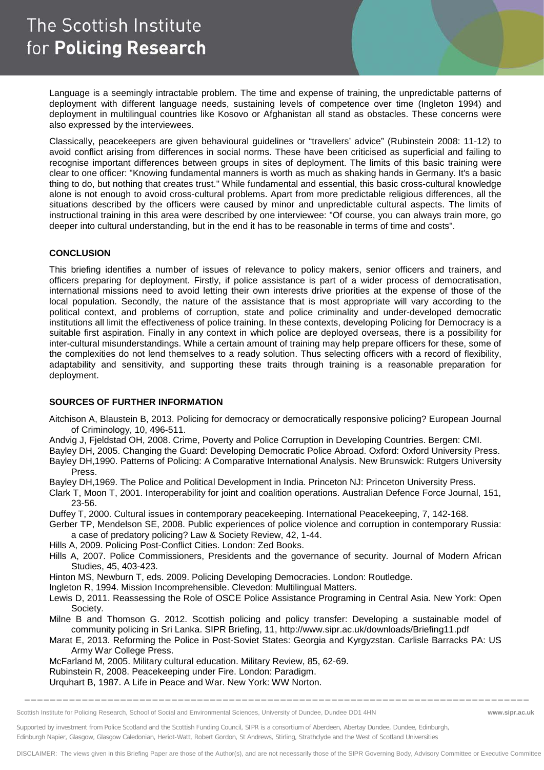Language is a seemingly intractable problem. The time and expense of training, the unpredictable patterns of deployment with different language needs, sustaining levels of competence over time (Ingleton 1994) and deployment in multilingual countries like Kosovo or Afghanistan all stand as obstacles. These concerns were also expressed by the interviewees.

Classically, peacekeepers are given behavioural guidelines or "travellers' advice" (Rubinstein 2008: 11-12) to avoid conflict arising from differences in social norms. These have been criticised as superficial and failing to recognise important differences between groups in sites of deployment. The limits of this basic training were clear to one officer: "Knowing fundamental manners is worth as much as shaking hands in Germany. It's a basic thing to do, but nothing that creates trust." While fundamental and essential, this basic cross-cultural knowledge alone is not enough to avoid cross-cultural problems. Apart from more predictable religious differences, all the situations described by the officers were caused by minor and unpredictable cultural aspects. The limits of instructional training in this area were described by one interviewee: "Of course, you can always train more, go deeper into cultural understanding, but in the end it has to be reasonable in terms of time and costs".

## CONCLUSION

This briefing identifies a number of issues of relevance to policy makers, senior officers and trainers, and officers preparing for deployment. Firstly, if police assistance is part of a wider process of democratisation, international missions need to avoid letting their own interests drive priorities at the expense of those of the local population. Secondly, the nature of the assistance that is most appropriate will vary according to the political context, and problems of corruption, state and police criminality and under-developed democratic institutions all limit the effectiveness of police training. In these contexts, developing Policing for Democracy is a suitable first aspiration. Finally in any context in which police are deployed overseas, there is a possibility for inter-cultural misunderstandings. While a certain amount of training may help prepare officers for these, some of the complexities do not lend themselves to a ready solution. Thus selecting officers with a record of flexibility, adaptability and sensitivity, and supporting these traits through training is a reasonable preparation for deployment.

## SOURCES OF FURTHER INFORMATION

Aitchison A, Blaustein B, 2013. Policing for democracy or democratically responsive policing? European Journal of Criminology, 10, 496-511.

Andvig J, Fjeldstad OH, 2008. Crime, Poverty and Police Corruption in Developing Countries. Bergen: CMI.

Bayley DH, 2005. Changing the Guard: Developing Democratic Police Abroad. Oxford: Oxford University Press.

Bayley DH,1990. Patterns of Policing: A Comparative International Analysis. New Brunswick: Rutgers University Press.

Bayley DH,1969. The Police and Political Development in India. Princeton NJ: Princeton University Press.

Clark T, Moon T, 2001. Interoperability for joint and coalition operations. Australian Defence Force Journal, 151, 23-56.

Duffey T, 2000. Cultural issues in contemporary peacekeeping. International Peacekeeping, 7, 142-168.

Gerber TP, Mendelson SE, 2008. Public experiences of police violence and corruption in contemporary Russia: a case of predatory policing? Law & Society Review, 42, 1-44.

Hills A, 2009. Policing Post-Conflict Cities. London: Zed Books.

Hills A, 2007. Police Commissioners, Presidents and the governance of security. Journal of Modern African Studies, 45, 403-423.

Hinton MS, Newburn T, eds. 2009. Policing Developing Democracies. London: Routledge.

Ingleton R, 1994. Mission Incomprehensible. Clevedon: Multilingual Matters.

Lewis D, 2011. Reassessing the Role of OSCE Police Assistance Programing in Central Asia. New York: Open Society.

Milne B and Thomson G. 2012. Scottish policing and policy transfer: Developing a sustainable model of community policing in Sri Lanka. SIPR Briefing, 11, http://www.sipr.ac.uk/downloads/Briefing11.pdf

Marat E, 2013. Reforming the Police in Post-Soviet States: Georgia and Kyrgyzstan. Carlisle Barracks PA: US Army War College Press.

McFarland M, 2005. Military cultural education. Military Review, 85, 62-69.

Rubinstein R, 2008. Peacekeeping under Fire. London: Paradigm.

Urquhart B, 1987. A Life in Peace and War. New York: WW Norton.